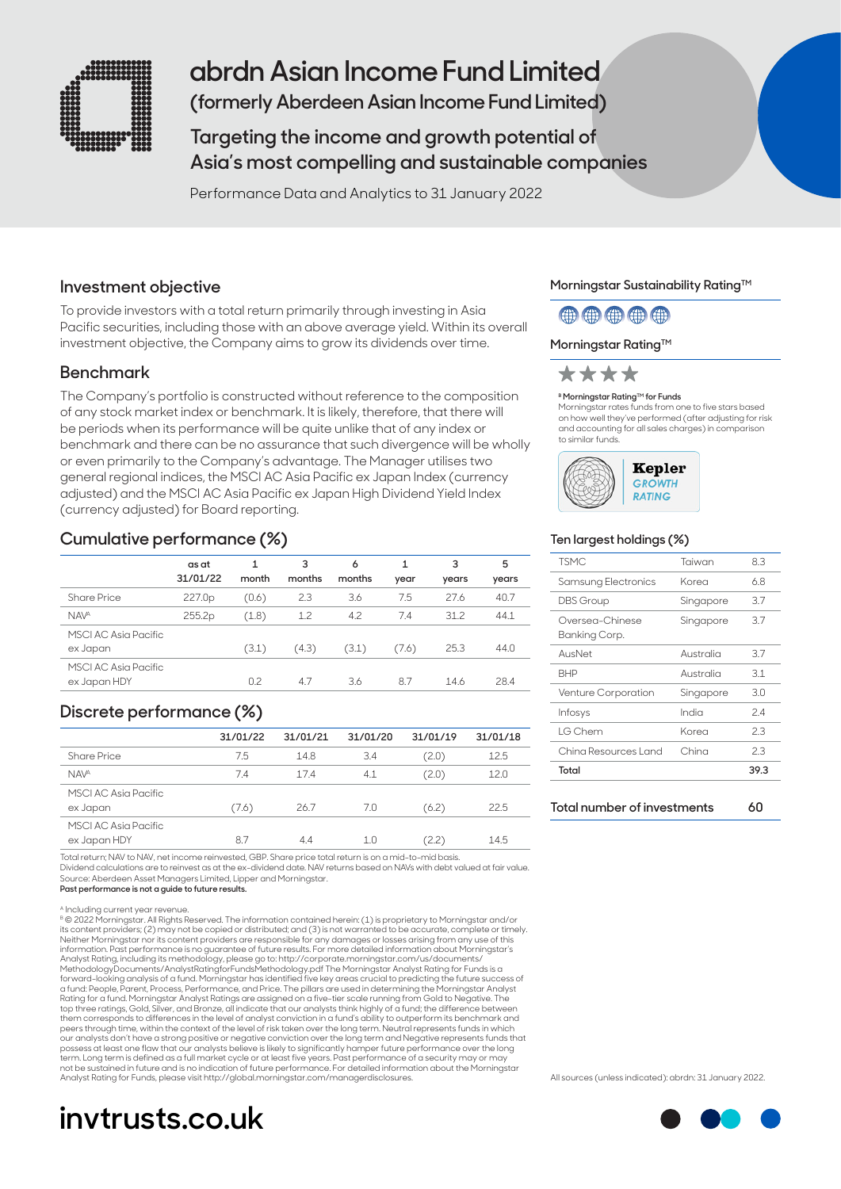# abrdn Asian Income Fund Limited

## (formerly Aberdeen Asian Income Fund Limited)

## Targeting the income and growth potential of Asia's most compelling and sustainable companies

Performance Data and Analytics to 31 January 2022

## Investment objective

To provide investors with a total return primarily through investing in Asia Pacific securities, including those with an above average yield. Within its overall investment objective, the Company aims to grow its dividends over time.

## Benchmark

The Company's portfolio is constructed without reference to the composition of any stock market index or benchmark. It is likely, therefore, that there will be periods when its performance will be quite unlike that of any index or benchmark and there can be no assurance that such divergence will be wholly or even primarily to the Company's advantage. The Manager utilises two general regional indices, the MSCI AC Asia Pacific ex Japan Index (currency adjusted) and the MSCI AC Asia Pacific ex Japan High Dividend Yield Index (currency adjusted) for Board reporting.

## Cumulative performance (%)

| | as at 31/01/22 | 1 month | 3 months | 6 months | 1 year | 3 years | 5 years |
|---|---|---|---|---|---|---|---|
| Share Price | 227.0p | (0.6) | 2.3 | 3.6 | 7.5 | 27.6 | 40.7 |
| NAV[A] | 255.2p | (1.8) | 1.2 | 4.2 | 7.4 | 31.2 | 44.1 |
| MSCI AC Asia Pacific ex Japan | | (3.1) | (4.3) | (3.1) | (7.6) | 25.3 | 44.0 |
| MSCI AC Asia Pacific ex Japan HDY | | 0.2 | 4.7 | 3.6 | 8.7 | 14.6 | 28.4 |

## Discrete performance (%)

| | 31/01/22 | 31/01/21 | 31/01/20 | 31/01/19 | 31/01/18 |
|---|---|---|---|---|---|
| Share Price | 7.5 | 14.8 | 3.4 | (2.0) | 12.5 |
| NAV[A] | 7.4 | 17.4 | 4.1 | (2.0) | 12.0 |
| MSCI AC Asia Pacific ex Japan | (7.6) | 26.7 | 7.0 | (6.2) | 22.5 |
| MSCI AC Asia Pacific ex Japan HDY | 8.7 | 4.4 | 1.0 | (2.2) | 14.5 |

Total return; NAV to NAV, net income reinvested, GBP. Share price total return is on a mid-to-mid basis.
Dividend calculations are to reinvest as at the ex-dividend date. NAV returns based on NAVs with debt valued at fair value.
Source: Aberdeen Asset Managers Limited, Lipper and Morningstar.
**Past performance is not a guide to future results.**

[A] Including current year revenue.
[B] © 2022 Morningstar. All Rights Reserved. The information contained herein: (1) is proprietary to Morningstar and/or its content providers; (2) may not be copied or distributed; and (3) is not warranted to be accurate, complete or timely. Neither Morningstar nor its content providers are responsible for any damages or losses arising from any use of this information. Past performance is no guarantee of future results. For more detailed information about Morningstar's Analyst Rating, including its methodology, please go to: http://corporate.morningstar.com/us/documents/MethodologyDocuments/AnalystRatingforFundsMethodology.pdf The Morningstar Analyst Rating for Funds is a forward-looking analysis of a fund. Morningstar has identified five key areas crucial to predicting the future success of a fund: People, Parent, Process, Performance, and Price. The pillars are used in determining the Morningstar Analyst Rating for a fund. Morningstar Analyst Ratings are assigned on a five-tier scale running from Gold to Negative. The top three ratings, Gold, Silver, and Bronze, all indicate that our analysts think highly of a fund; the difference between them corresponds to differences in the level of analyst conviction in a fund's ability to outperform its benchmark and peers through time, within the context of the level of risk taken over the long term. Neutral represents funds in which our analysts don't have a strong positive or negative conviction over the long term and Negative represents funds that possess at least one flaw that our analysts believe is likely to significantly hamper future performance over the long term. Long term is defined as a full market cycle or at least five years. Past performance of a security may or may not be sustained in future and is no indication of future performance. For detailed information about the Morningstar Analyst Rating for Funds, please visit http://global.morningstar.com/managerdisclosures.

## Morningstar Sustainability Rating™

## Morningstar Rating™

★★★★

**[B] Morningstar Rating™ for Funds**
Morningstar rates funds from one to five stars based on how well they've performed (after adjusting for risk and accounting for all sales charges) in comparison to similar funds.

Kepler GROWTH RATING

## Ten largest holdings (%)

| | | |
|---|---|---|
| TSMC | Taiwan | 8.3 |
| Samsung Electronics | Korea | 6.8 |
| DBS Group | Singapore | 3.7 |
| Oversea-Chinese Banking Corp. | Singapore | 3.7 |
| AusNet | Australia | 3.7 |
| BHP | Australia | 3.1 |
| Venture Corporation | Singapore | 3.0 |
| Infosys | India | 2.4 |
| LG Chem | Korea | 2.3 |
| China Resources Land | China | 2.3 |
| **Total** | | **39.3** |

**Total number of investments** 60

All sources (unless indicated): abrdn: 31 January 2022.

**invtrusts.co.uk**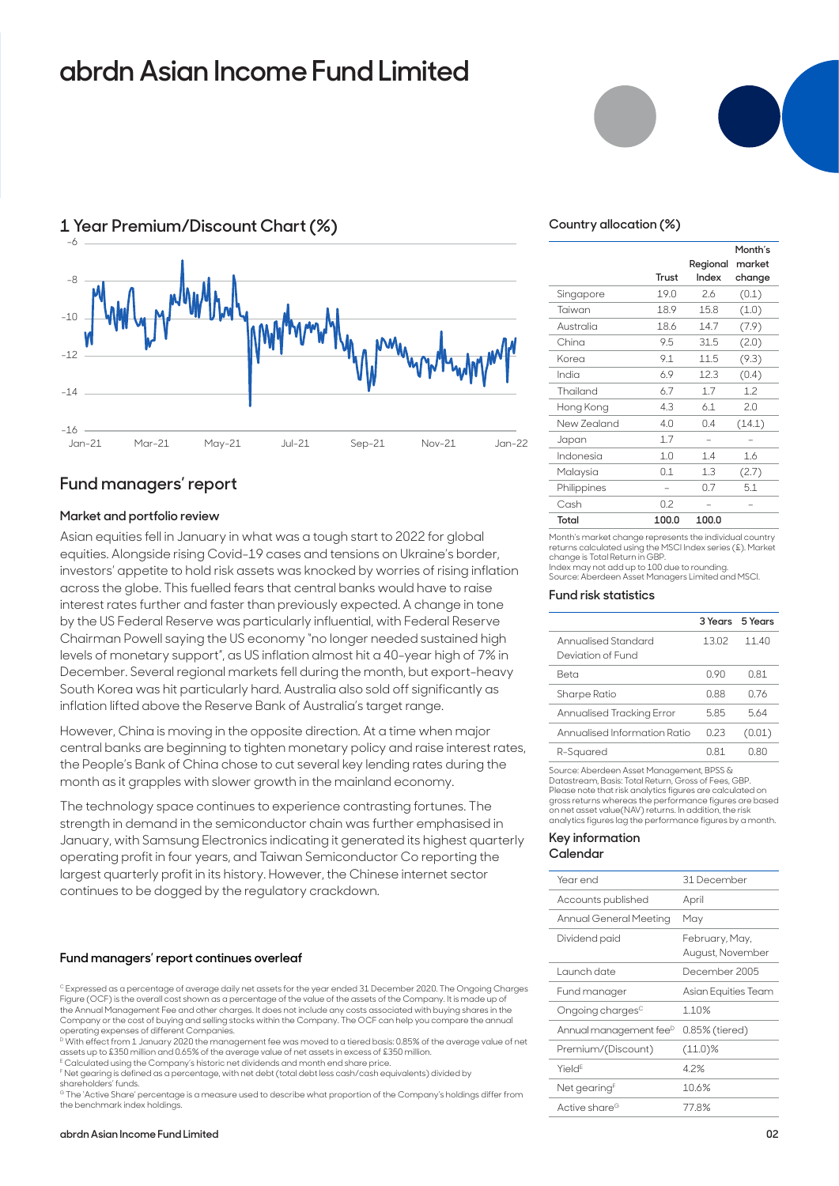# abrdn Asian Income Fund Limited

## 1 Year Premium/Discount Chart (%)

## Fund managers' report

### Market and portfolio review

Asian equities fell in January in what was a tough start to 2022 for global equities. Alongside rising Covid-19 cases and tensions on Ukraine's border, investors' appetite to hold risk assets was knocked by worries of rising inflation across the globe. This fuelled fears that central banks would have to raise interest rates further and faster than previously expected. A change in tone by the US Federal Reserve was particularly influential, with Federal Reserve Chairman Powell saying the US economy "no longer needed sustained high levels of monetary support", as US inflation almost hit a 40-year high of 7% in December. Several regional markets fell during the month, but export-heavy South Korea was hit particularly hard. Australia also sold off significantly as inflation lifted above the Reserve Bank of Australia's target range.

However, China is moving in the opposite direction. At a time when major central banks are beginning to tighten monetary policy and raise interest rates, the People's Bank of China chose to cut several key lending rates during the month as it grapples with slower growth in the mainland economy.

The technology space continues to experience contrasting fortunes. The strength in demand in the semiconductor chain was further emphasised in January, with Samsung Electronics indicating it generated its highest quarterly operating profit in four years, and Taiwan Semiconductor Co reporting the largest quarterly profit in its history. However, the Chinese internet sector continues to be dogged by the regulatory crackdown.

**Fund managers' report continues overleaf**

### Country allocation (%)

| | Trust | Regional Index | Month's market change |
|---|---|---|---|
| Singapore | 19.0 | 2.6 | (0.1) |
| Taiwan | 18.9 | 15.8 | (1.0) |
| Australia | 18.6 | 14.7 | (7.9) |
| China | 9.5 | 31.5 | (2.0) |
| Korea | 9.1 | 11.5 | (9.3) |
| India | 6.9 | 12.3 | (0.4) |
| Thailand | 6.7 | 1.7 | 1.2 |
| Hong Kong | 4.3 | 6.1 | 2.0 |
| New Zealand | 4.0 | 0.4 | (14.1) |
| Japan | 1.7 | – | – |
| Indonesia | 1.0 | 1.4 | 1.6 |
| Malaysia | 0.1 | 1.3 | (2.7) |
| Philippines | – | 0.7 | 5.1 |
| Cash | 0.2 | – | – |
| **Total** | **100.0** | **100.0** | |

Month's market change represents the individual country returns calculated using the MSCI Index series (£). Market change is Total Return in GBP.
Index may not add up to 100 due to rounding.
Source: Aberdeen Asset Managers Limited and MSCI.

### Fund risk statistics

| | 3 Years | 5 Years |
|---|---|---|
| Annualised Standard Deviation of Fund | 13.02 | 11.40 |
| Beta | 0.90 | 0.81 |
| Sharpe Ratio | 0.88 | 0.76 |
| Annualised Tracking Error | 5.85 | 5.64 |
| Annualised Information Ratio | 0.23 | (0.01) |
| R-Squared | 0.81 | 0.80 |

Source: Aberdeen Asset Management, BPSS & Datastream, Basis: Total Return, Gross of Fees, GBP. Please note that risk analytics figures are calculated on gross returns whereas the performance figures are based on net asset value(NAV) returns. In addition, the risk analytics figures lag the performance figures by a month.

### Key information Calendar

| | |
|---|---|
| Year end | 31 December |
| Accounts published | April |
| Annual General Meeting | May |
| Dividend paid | February, May, August, November |
| Launch date | December 2005 |
| Fund manager | Asian Equities Team |
| Ongoing charges[C] | 1.10% |
| Annual management fee[D] | 0.85% (tiered) |
| Premium/(Discount) | (11.0)% |
| Yield[E] | 4.2% |
| Net gearing[F] | 10.6% |
| Active share[G] | 77.8% |

[C] Expressed as a percentage of average daily net assets for the year ended 31 December 2020. The Ongoing Charges Figure (OCF) is the overall cost shown as a percentage of the value of the assets of the Company. It is made up of the Annual Management Fee and other charges. It does not include any costs associated with buying shares in the Company or the cost of buying and selling stocks within the Company. The OCF can help you compare the annual operating expenses of different Companies.
[D] With effect from 1 January 2020 the management fee was moved to a tiered basis: 0.85% of the average value of net assets up to £350 million and 0.65% of the average value of net assets in excess of £350 million.
[E] Calculated using the Company's historic net dividends and month end share price.
[F] Net gearing is defined as a percentage, with net debt (total debt less cash/cash equivalents) divided by shareholders' funds.
[G] The 'Active Share' percentage is a measure used to describe what proportion of the Company's holdings differ from the benchmark index holdings.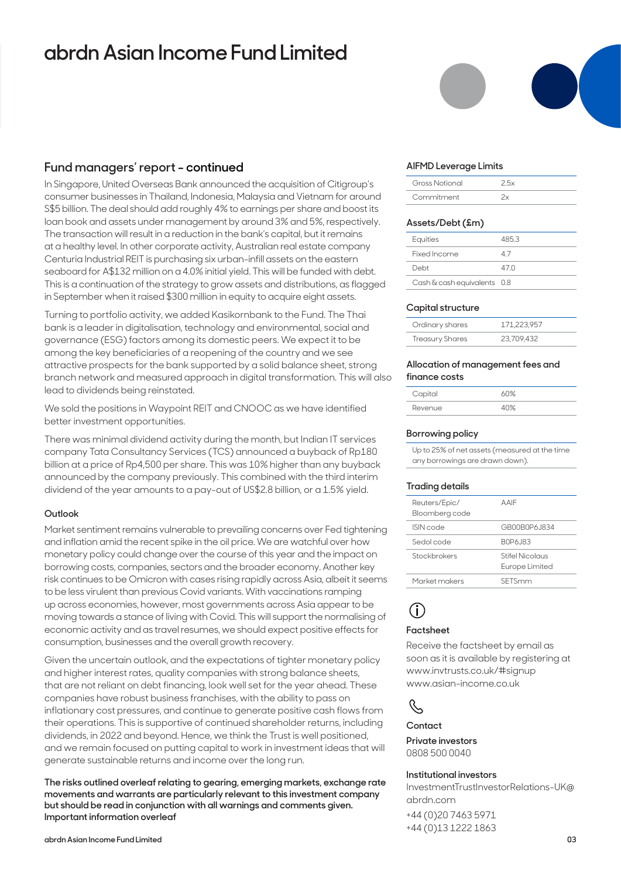# abrdn Asian Income Fund Limited

## Fund managers' report – continued

In Singapore, United Overseas Bank announced the acquisition of Citigroup's consumer businesses in Thailand, Indonesia, Malaysia and Vietnam for around S$5 billion. The deal should add roughly 4% to earnings per share and boost its loan book and assets under management by around 3% and 5%, respectively. The transaction will result in a reduction in the bank's capital, but it remains at a healthy level. In other corporate activity, Australian real estate company Centuria Industrial REIT is purchasing six urban-infill assets on the eastern seaboard for A$132 million on a 4.0% initial yield. This will be funded with debt. This is a continuation of the strategy to grow assets and distributions, as flagged in September when it raised $300 million in equity to acquire eight assets.

Turning to portfolio activity, we added Kasikornbank to the Fund. The Thai bank is a leader in digitalisation, technology and environmental, social and governance (ESG) factors among its domestic peers. We expect it to be among the key beneficiaries of a reopening of the country and we see attractive prospects for the bank supported by a solid balance sheet, strong branch network and measured approach in digital transformation. This will also lead to dividends being reinstated.

We sold the positions in Waypoint REIT and CNOOC as we have identified better investment opportunities.

There was minimal dividend activity during the month, but Indian IT services company Tata Consultancy Services (TCS) announced a buyback of Rp180 billion at a price of Rp4,500 per share. This was 10% higher than any buyback announced by the company previously. This combined with the third interim dividend of the year amounts to a pay-out of US$2.8 billion, or a 1.5% yield.

### Outlook

Market sentiment remains vulnerable to prevailing concerns over Fed tightening and inflation amid the recent spike in the oil price. We are watchful over how monetary policy could change over the course of this year and the impact on borrowing costs, companies, sectors and the broader economy. Another key risk continues to be Omicron with cases rising rapidly across Asia, albeit it seems to be less virulent than previous Covid variants. With vaccinations ramping up across economies, however, most governments across Asia appear to be moving towards a stance of living with Covid. This will support the normalising of economic activity and as travel resumes, we should expect positive effects for consumption, businesses and the overall growth recovery.

Given the uncertain outlook, and the expectations of tighter monetary policy and higher interest rates, quality companies with strong balance sheets, that are not reliant on debt financing, look well set for the year ahead. These companies have robust business franchises, with the ability to pass on inflationary cost pressures, and continue to generate positive cash flows from their operations. This is supportive of continued shareholder returns, including dividends, in 2022 and beyond. Hence, we think the Trust is well positioned, and we remain focused on putting capital to work in investment ideas that will generate sustainable returns and income over the long run.

**The risks outlined overleaf relating to gearing, emerging markets, exchange rate movements and warrants are particularly relevant to this investment company but should be read in conjunction with all warnings and comments given. Important information overleaf**

### AIFMD Leverage Limits

| | |
|---|---|
| Gross Notional | 2.5x |
| Commitment | 2x |

### Assets/Debt (£m)

| | |
|---|---|
| Equities | 485.3 |
| Fixed Income | 4.7 |
| Debt | 47.0 |
| Cash & cash equivalents | 0.8 |

### Capital structure

| | |
|---|---|
| Ordinary shares | 171,223,957 |
| Treasury Shares | 23,709,432 |

### Allocation of management fees and finance costs

| | |
|---|---|
| Capital | 60% |
| Revenue | 40% |

### Borrowing policy

Up to 25% of net assets (measured at the time any borrowings are drawn down).

### Trading details

| | |
|---|---|
| Reuters/Epic/ Bloomberg code | AAIF |
| ISIN code | GB00B0P6J834 |
| Sedol code | B0P6J83 |
| Stockbrokers | Stifel Nicolaus Europe Limited |
| Market makers | SETSmm |

### Factsheet

Receive the factsheet by email as soon as it is available by registering at www.invtrusts.co.uk/#signup www.asian-income.co.uk

### Contact

**Private investors**
0808 500 0040

**Institutional investors**
InvestmentTrustInvestorRelations-UK@abrdn.com
+44 (0)20 7463 5971
+44 (0)13 1222 1863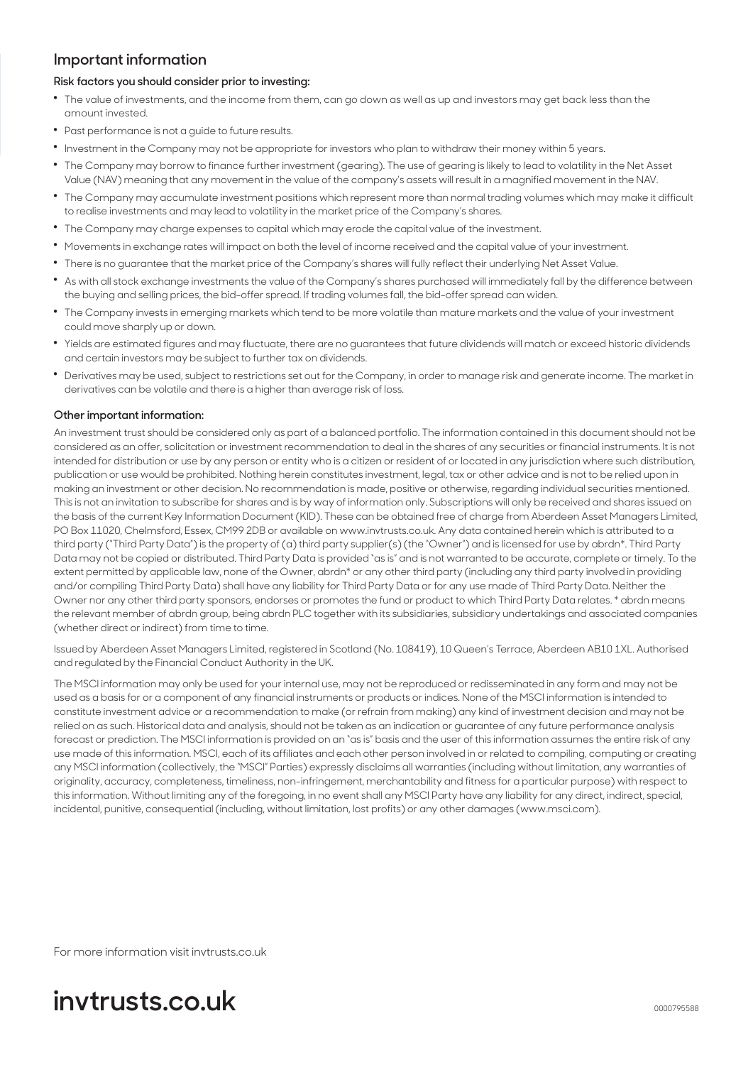## Important information

### Risk factors you should consider prior to investing:

- The value of investments, and the income from them, can go down as well as up and investors may get back less than the amount invested.
- Past performance is not a guide to future results.
- Investment in the Company may not be appropriate for investors who plan to withdraw their money within 5 years.
- The Company may borrow to finance further investment (gearing). The use of gearing is likely to lead to volatility in the Net Asset Value (NAV) meaning that any movement in the value of the company's assets will result in a magnified movement in the NAV.
- The Company may accumulate investment positions which represent more than normal trading volumes which may make it difficult to realise investments and may lead to volatility in the market price of the Company's shares.
- The Company may charge expenses to capital which may erode the capital value of the investment.
- Movements in exchange rates will impact on both the level of income received and the capital value of your investment.
- There is no guarantee that the market price of the Company's shares will fully reflect their underlying Net Asset Value.
- As with all stock exchange investments the value of the Company's shares purchased will immediately fall by the difference between the buying and selling prices, the bid-offer spread. If trading volumes fall, the bid-offer spread can widen.
- The Company invests in emerging markets which tend to be more volatile than mature markets and the value of your investment could move sharply up or down.
- Yields are estimated figures and may fluctuate, there are no guarantees that future dividends will match or exceed historic dividends and certain investors may be subject to further tax on dividends.
- Derivatives may be used, subject to restrictions set out for the Company, in order to manage risk and generate income. The market in derivatives can be volatile and there is a higher than average risk of loss.

### Other important information:

An investment trust should be considered only as part of a balanced portfolio. The information contained in this document should not be considered as an offer, solicitation or investment recommendation to deal in the shares of any securities or financial instruments. It is not intended for distribution or use by any person or entity who is a citizen or resident of or located in any jurisdiction where such distribution, publication or use would be prohibited. Nothing herein constitutes investment, legal, tax or other advice and is not to be relied upon in making an investment or other decision. No recommendation is made, positive or otherwise, regarding individual securities mentioned. This is not an invitation to subscribe for shares and is by way of information only. Subscriptions will only be received and shares issued on the basis of the current Key Information Document (KID). These can be obtained free of charge from Aberdeen Asset Managers Limited, PO Box 11020, Chelmsford, Essex, CM99 2DB or available on www.invtrusts.co.uk. Any data contained herein which is attributed to a third party ("Third Party Data") is the property of (a) third party supplier(s) (the "Owner") and is licensed for use by abrdn*. Third Party Data may not be copied or distributed. Third Party Data is provided "as is" and is not warranted to be accurate, complete or timely. To the extent permitted by applicable law, none of the Owner, abrdn* or any other third party (including any third party involved in providing and/or compiling Third Party Data) shall have any liability for Third Party Data or for any use made of Third Party Data. Neither the Owner nor any other third party sponsors, endorses or promotes the fund or product to which Third Party Data relates. * abrdn means the relevant member of abrdn group, being abrdn PLC together with its subsidiaries, subsidiary undertakings and associated companies (whether direct or indirect) from time to time.

Issued by Aberdeen Asset Managers Limited, registered in Scotland (No. 108419), 10 Queen's Terrace, Aberdeen AB10 1XL. Authorised and regulated by the Financial Conduct Authority in the UK.

The MSCI information may only be used for your internal use, may not be reproduced or redisseminated in any form and may not be used as a basis for or a component of any financial instruments or products or indices. None of the MSCI information is intended to constitute investment advice or a recommendation to make (or refrain from making) any kind of investment decision and may not be relied on as such. Historical data and analysis, should not be taken as an indication or guarantee of any future performance analysis forecast or prediction. The MSCI information is provided on an "as is" basis and the user of this information assumes the entire risk of any use made of this information. MSCI, each of its affiliates and each other person involved in or related to compiling, computing or creating any MSCI information (collectively, the "MSCI" Parties) expressly disclaims all warranties (including without limitation, any warranties of originality, accuracy, completeness, timeliness, non-infringement, merchantability and fitness for a particular purpose) with respect to this information. Without limiting any of the foregoing, in no event shall any MSCI Party have any liability for any direct, indirect, special, incidental, punitive, consequential (including, without limitation, lost profits) or any other damages (www.msci.com).

For more information visit invtrusts.co.uk

# invtrusts.co.uk

0000795588